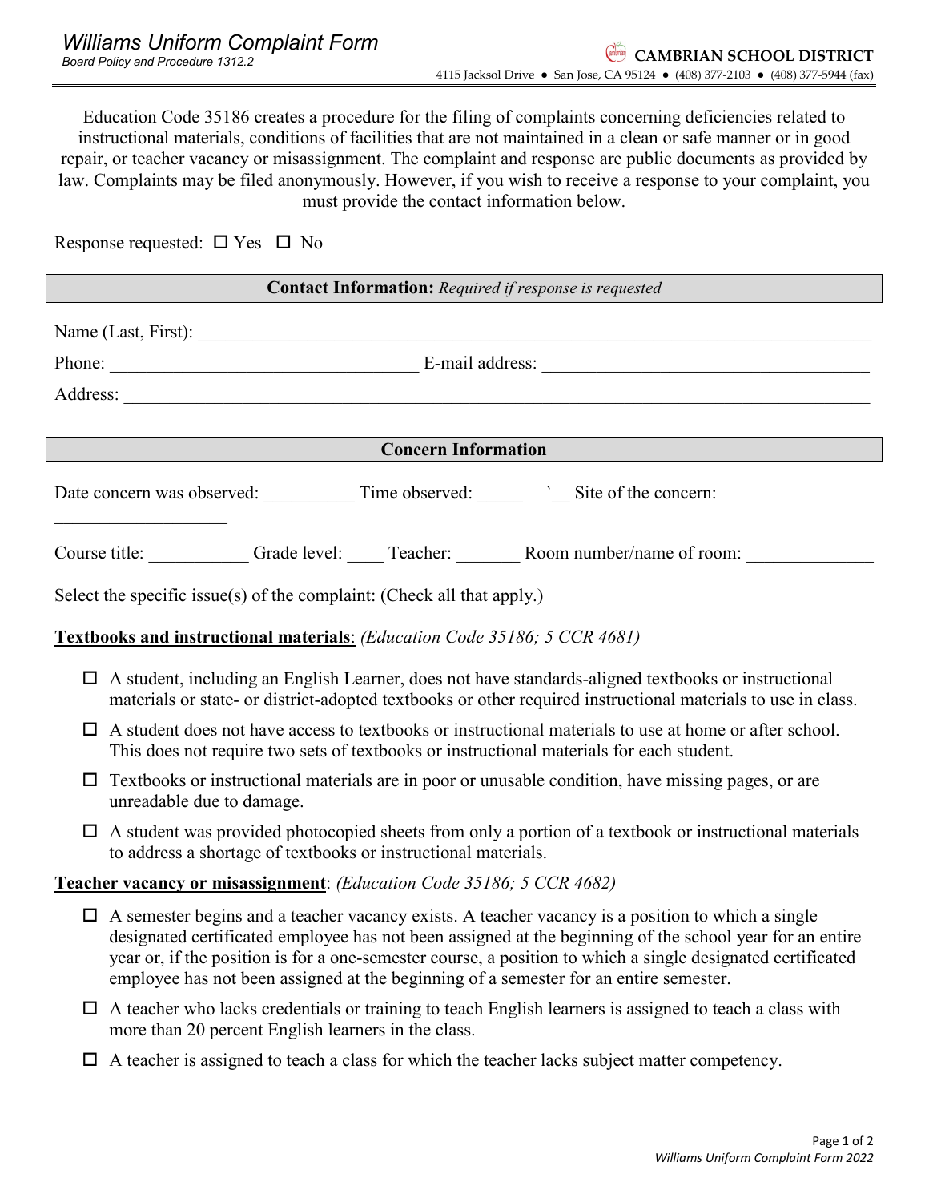# Williams Uniform Complaint Form

*Board Policy and Procedure 1312.2*

**CAMBRIAN SCHOOL DISTRICT**

4115 Jacksol Drive ● San Jose, CA 95124 ● (408) 377-2103 ● (408) 377-5944 (fax)

Education Code 35186 creates a procedure for the filing of complaints concerning deficiencies related to instructional materials, conditions of facilities that are not maintained in a clean or safe manner or in good repair, or teacher vacancy or misassignment. The complaint and response are public documents as provided by law. Complaints may be filed anonymously. However, if you wish to receive a response to your complaint, you must provide the contact information below.

Response requested: ☐ Yes ☐ No

**Contact Information:** *Required if response is requested*

Name (Last, First): ________________________________________________

Phone: ______________________ E-mail address: ______________________

Address: ________________________________________________________

**Concern Information**

Date concern was observed: __________ Time observed: _____ `__ Site of the concern: ___________________

Course title: ___________ Grade level: ____ Teacher: _______ Room number/name of room: ______________

Select the specific issue(s) of the complaint: (Check all that apply.)

**Textbooks and instructional materials**: *(Education Code 35186; 5 CCR 4681)*

- ☐ A student, including an English Learner, does not have standards-aligned textbooks or instructional materials or state- or district-adopted textbooks or other required instructional materials to use in class.
- ☐ A student does not have access to textbooks or instructional materials to use at home or after school. This does not require two sets of textbooks or instructional materials for each student.
- ☐ Textbooks or instructional materials are in poor or unusable condition, have missing pages, or are unreadable due to damage.
- ☐ A student was provided photocopied sheets from only a portion of a textbook or instructional materials to address a shortage of textbooks or instructional materials.

**Teacher vacancy or misassignment**: *(Education Code 35186; 5 CCR 4682)*

- ☐ A semester begins and a teacher vacancy exists. A teacher vacancy is a position to which a single designated certificated employee has not been assigned at the beginning of the school year for an entire year or, if the position is for a one-semester course, a position to which a single designated certificated employee has not been assigned at the beginning of a semester for an entire semester.
- ☐ A teacher who lacks credentials or training to teach English learners is assigned to teach a class with more than 20 percent English learners in the class.
- ☐ A teacher is assigned to teach a class for which the teacher lacks subject matter competency.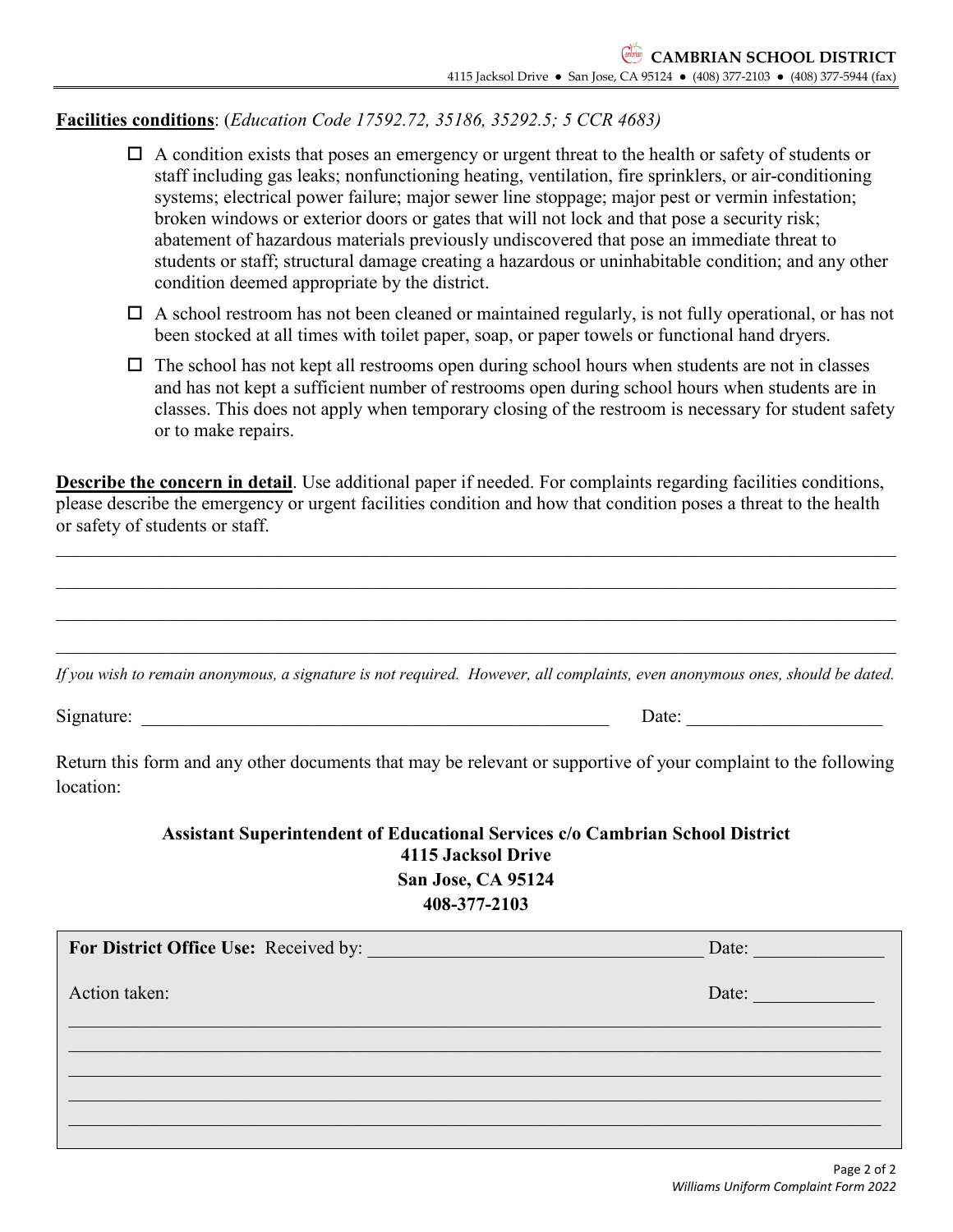**Facilities conditions**: (*Education Code 17592.72, 35186, 35292.5; 5 CCR 4683)*

- ☐ A condition exists that poses an emergency or urgent threat to the health or safety of students or staff including gas leaks; nonfunctioning heating, ventilation, fire sprinklers, or air-conditioning systems; electrical power failure; major sewer line stoppage; major pest or vermin infestation; broken windows or exterior doors or gates that will not lock and that pose a security risk; abatement of hazardous materials previously undiscovered that pose an immediate threat to students or staff; structural damage creating a hazardous or uninhabitable condition; and any other condition deemed appropriate by the district.
- ☐ A school restroom has not been cleaned or maintained regularly, is not fully operational, or has not been stocked at all times with toilet paper, soap, or paper towels or functional hand dryers.
- ☐ The school has not kept all restrooms open during school hours when students are not in classes and has not kept a sufficient number of restrooms open during school hours when students are in classes. This does not apply when temporary closing of the restroom is necessary for student safety or to make repairs.

**Describe the concern in detail**. Use additional paper if needed. For complaints regarding facilities conditions, please describe the emergency or urgent facilities condition and how that condition poses a threat to the health or safety of students or staff.

\_\_\_\_\_\_\_\_\_\_\_\_\_\_\_\_\_\_\_\_\_\_\_\_\_\_\_\_\_\_\_\_\_\_\_\_\_\_\_\_\_\_\_\_\_\_\_\_\_\_\_\_\_\_\_\_\_\_\_\_\_\_\_\_\_\_\_\_\_\_\_\_\_\_\_\_

\_\_\_\_\_\_\_\_\_\_\_\_\_\_\_\_\_\_\_\_\_\_\_\_\_\_\_\_\_\_\_\_\_\_\_\_\_\_\_\_\_\_\_\_\_\_\_\_\_\_\_\_\_\_\_\_\_\_\_\_\_\_\_\_\_\_\_\_\_\_\_\_\_\_\_\_

\_\_\_\_\_\_\_\_\_\_\_\_\_\_\_\_\_\_\_\_\_\_\_\_\_\_\_\_\_\_\_\_\_\_\_\_\_\_\_\_\_\_\_\_\_\_\_\_\_\_\_\_\_\_\_\_\_\_\_\_\_\_\_\_\_\_\_\_\_\_\_\_\_\_\_\_

\_\_\_\_\_\_\_\_\_\_\_\_\_\_\_\_\_\_\_\_\_\_\_\_\_\_\_\_\_\_\_\_\_\_\_\_\_\_\_\_\_\_\_\_\_\_\_\_\_\_\_\_\_\_\_\_\_\_\_\_\_\_\_\_\_\_\_\_\_\_\_\_\_\_\_\_

*If you wish to remain anonymous, a signature is not required. However, all complaints, even anonymous ones, should be dated.*

Signature: \_\_\_\_\_\_\_\_\_\_\_\_\_\_\_\_\_\_\_\_\_\_\_\_\_\_\_\_\_\_\_\_\_\_\_\_\_\_\_\_ Date: \_\_\_\_\_\_\_\_\_\_\_\_\_\_\_\_\_\_

Return this form and any other documents that may be relevant or supportive of your complaint to the following location:

**Assistant Superintendent of Educational Services c/o Cambrian School District**
**4115 Jacksol Drive**
**San Jose, CA 95124**
**408-377-2103**

**For District Office Use:** Received by: \_\_\_\_\_\_\_\_\_\_\_\_\_\_\_\_\_\_\_\_\_\_\_\_\_\_\_\_\_\_ Date: \_\_\_\_\_\_\_\_\_\_\_\_

Action taken: Date: \_\_\_\_\_\_\_\_\_\_\_\_

\_\_\_\_\_\_\_\_\_\_\_\_\_\_\_\_\_\_\_\_\_\_\_\_\_\_\_\_\_\_\_\_\_\_\_\_\_\_\_\_\_\_\_\_\_\_\_\_\_\_\_\_\_\_\_\_\_\_\_\_\_\_\_\_\_\_\_\_\_\_\_\_\_\_\_\_

\_\_\_\_\_\_\_\_\_\_\_\_\_\_\_\_\_\_\_\_\_\_\_\_\_\_\_\_\_\_\_\_\_\_\_\_\_\_\_\_\_\_\_\_\_\_\_\_\_\_\_\_\_\_\_\_\_\_\_\_\_\_\_\_\_\_\_\_\_\_\_\_\_\_\_\_

\_\_\_\_\_\_\_\_\_\_\_\_\_\_\_\_\_\_\_\_\_\_\_\_\_\_\_\_\_\_\_\_\_\_\_\_\_\_\_\_\_\_\_\_\_\_\_\_\_\_\_\_\_\_\_\_\_\_\_\_\_\_\_\_\_\_\_\_\_\_\_\_\_\_\_\_

\_\_\_\_\_\_\_\_\_\_\_\_\_\_\_\_\_\_\_\_\_\_\_\_\_\_\_\_\_\_\_\_\_\_\_\_\_\_\_\_\_\_\_\_\_\_\_\_\_\_\_\_\_\_\_\_\_\_\_\_\_\_\_\_\_\_\_\_\_\_\_\_\_\_\_\_

\_\_\_\_\_\_\_\_\_\_\_\_\_\_\_\_\_\_\_\_\_\_\_\_\_\_\_\_\_\_\_\_\_\_\_\_\_\_\_\_\_\_\_\_\_\_\_\_\_\_\_\_\_\_\_\_\_\_\_\_\_\_\_\_\_\_\_\_\_\_\_\_\_\_\_\_